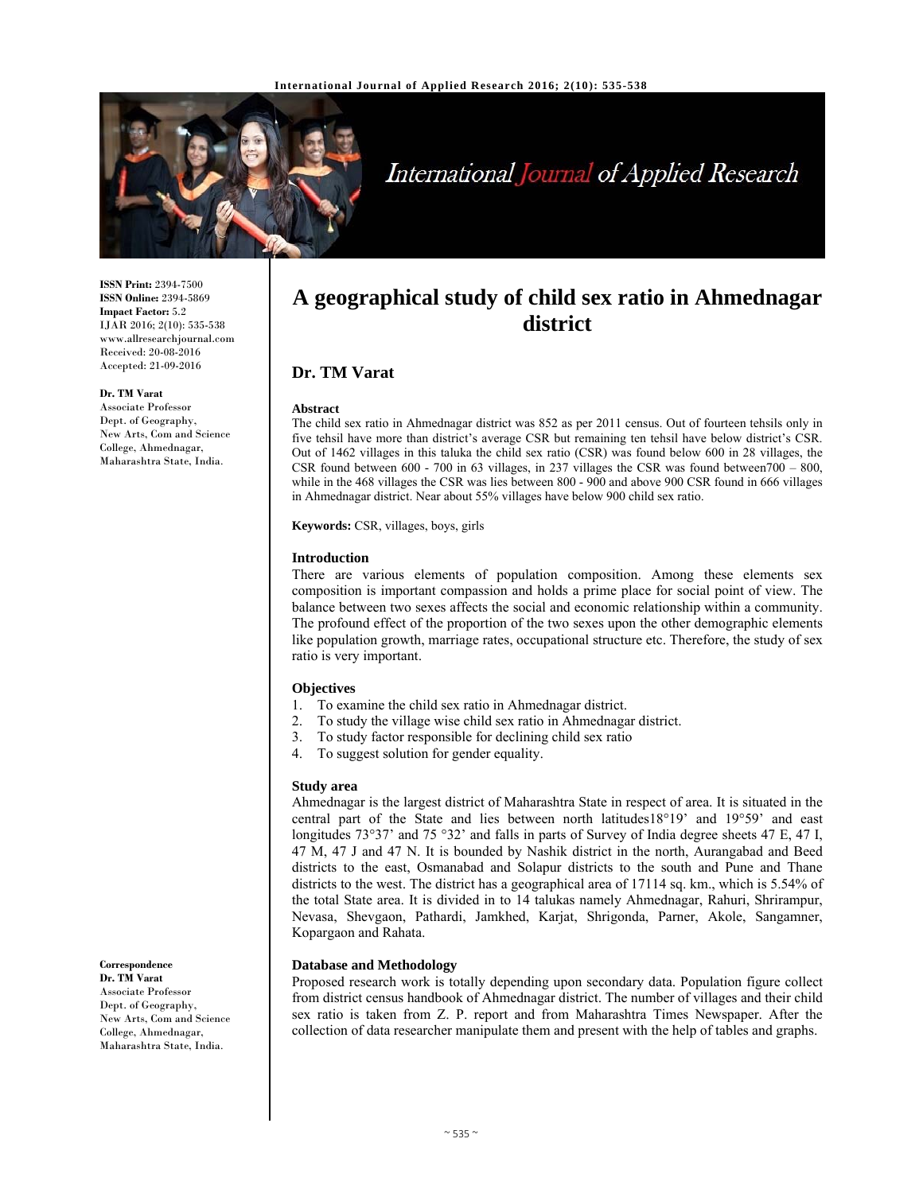# A geographical study of child sex ratio in Ahmednagar district

**ISSN Print:** 2394-7500
**ISSN Online:** 2394-5869
**Impact Factor:** 5.2
IJAR 2016; 2(10): 535-538
www.allresearchjournal.com
Received: 20-08-2016
Accepted: 21-09-2016

**Dr. TM Varat**
Associate Professor
Dept. of Geography,
New Arts, Com and Science College, Ahmednagar, Maharashtra State, India.

**Correspondence**
**Dr. TM Varat**
Associate Professor
Dept. of Geography,
New Arts, Com and Science College, Ahmednagar, Maharashtra State, India.

## Dr. TM Varat

### Abstract

The child sex ratio in Ahmednagar district was 852 as per 2011 census. Out of fourteen tehsils only in five tehsil have more than district's average CSR but remaining ten tehsil have below district's CSR. Out of 1462 villages in this taluka the child sex ratio (CSR) was found below 600 in 28 villages, the CSR found between 600 - 700 in 63 villages, in 237 villages the CSR was found between700 – 800, while in the 468 villages the CSR was lies between 800 - 900 and above 900 CSR found in 666 villages in Ahmednagar district. Near about 55% villages have below 900 child sex ratio.

**Keywords:** CSR, villages, boys, girls

### Introduction

There are various elements of population composition. Among these elements sex composition is important compassion and holds a prime place for social point of view. The balance between two sexes affects the social and economic relationship within a community. The profound effect of the proportion of the two sexes upon the other demographic elements like population growth, marriage rates, occupational structure etc. Therefore, the study of sex ratio is very important.

### Objectives

1. To examine the child sex ratio in Ahmednagar district.
2. To study the village wise child sex ratio in Ahmednagar district.
3. To study factor responsible for declining child sex ratio
4. To suggest solution for gender equality.

### Study area

Ahmednagar is the largest district of Maharashtra State in respect of area. It is situated in the central part of the State and lies between north latitudes18°19' and 19°59' and east longitudes 73°37' and 75 °32' and falls in parts of Survey of India degree sheets 47 E, 47 I, 47 M, 47 J and 47 N. It is bounded by Nashik district in the north, Aurangabad and Beed districts to the east, Osmanabad and Solapur districts to the south and Pune and Thane districts to the west. The district has a geographical area of 17114 sq. km., which is 5.54% of the total State area. It is divided in to 14 talukas namely Ahmednagar, Rahuri, Shrirampur, Nevasa, Shevgaon, Pathardi, Jamkhed, Karjat, Shrigonda, Parner, Akole, Sangamner, Kopargaon and Rahata.

### Database and Methodology

Proposed research work is totally depending upon secondary data. Population figure collect from district census handbook of Ahmednagar district. The number of villages and their child sex ratio is taken from Z. P. report and from Maharashtra Times Newspaper. After the collection of data researcher manipulate them and present with the help of tables and graphs.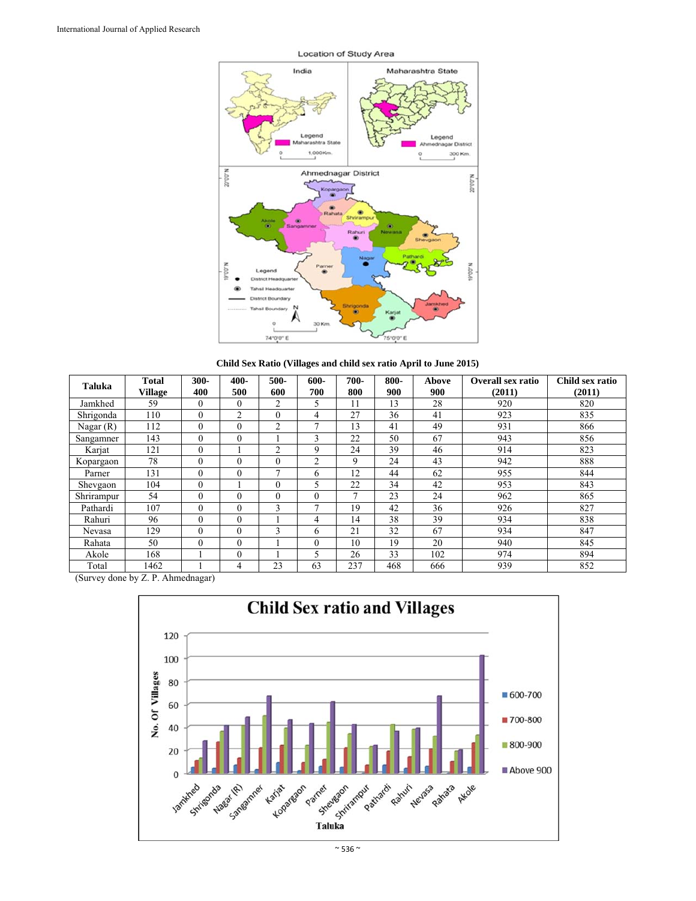Location of Study Area

Child Sex Ratio (Villages and child sex ratio April to June 2015)

| Taluka | Total Village | 300-400 | 400-500 | 500-600 | 600-700 | 700-800 | 800-900 | Above 900 | Overall sex ratio (2011) | Child sex ratio (2011) |
|---|---|---|---|---|---|---|---|---|---|---|
| Jamkhed | 59 | 0 | 0 | 2 | 5 | 11 | 13 | 28 | 920 | 820 |
| Shrigonda | 110 | 0 | 2 | 0 | 4 | 27 | 36 | 41 | 923 | 835 |
| Nagar (R) | 112 | 0 | 0 | 2 | 7 | 13 | 41 | 49 | 931 | 866 |
| Sangamner | 143 | 0 | 0 | 1 | 3 | 22 | 50 | 67 | 943 | 856 |
| Karjat | 121 | 0 | 1 | 2 | 9 | 24 | 39 | 46 | 914 | 823 |
| Kopargaon | 78 | 0 | 0 | 0 | 2 | 9 | 24 | 43 | 942 | 888 |
| Parner | 131 | 0 | 0 | 7 | 6 | 12 | 44 | 62 | 955 | 844 |
| Shevgaon | 104 | 0 | 1 | 0 | 5 | 22 | 34 | 42 | 953 | 843 |
| Shrirampur | 54 | 0 | 0 | 0 | 0 | 7 | 23 | 24 | 962 | 865 |
| Pathardi | 107 | 0 | 0 | 3 | 7 | 19 | 42 | 36 | 926 | 827 |
| Rahuri | 96 | 0 | 0 | 1 | 4 | 14 | 38 | 39 | 934 | 838 |
| Nevasa | 129 | 0 | 0 | 3 | 6 | 21 | 32 | 67 | 934 | 847 |
| Rahata | 50 | 0 | 0 | 1 | 0 | 10 | 19 | 20 | 940 | 845 |
| Akole | 168 | 1 | 0 | 1 | 5 | 26 | 33 | 102 | 974 | 894 |
| Total | 1462 | 1 | 4 | 23 | 63 | 237 | 468 | 666 | 939 | 852 |

(Survey done by Z. P. Ahmednagar)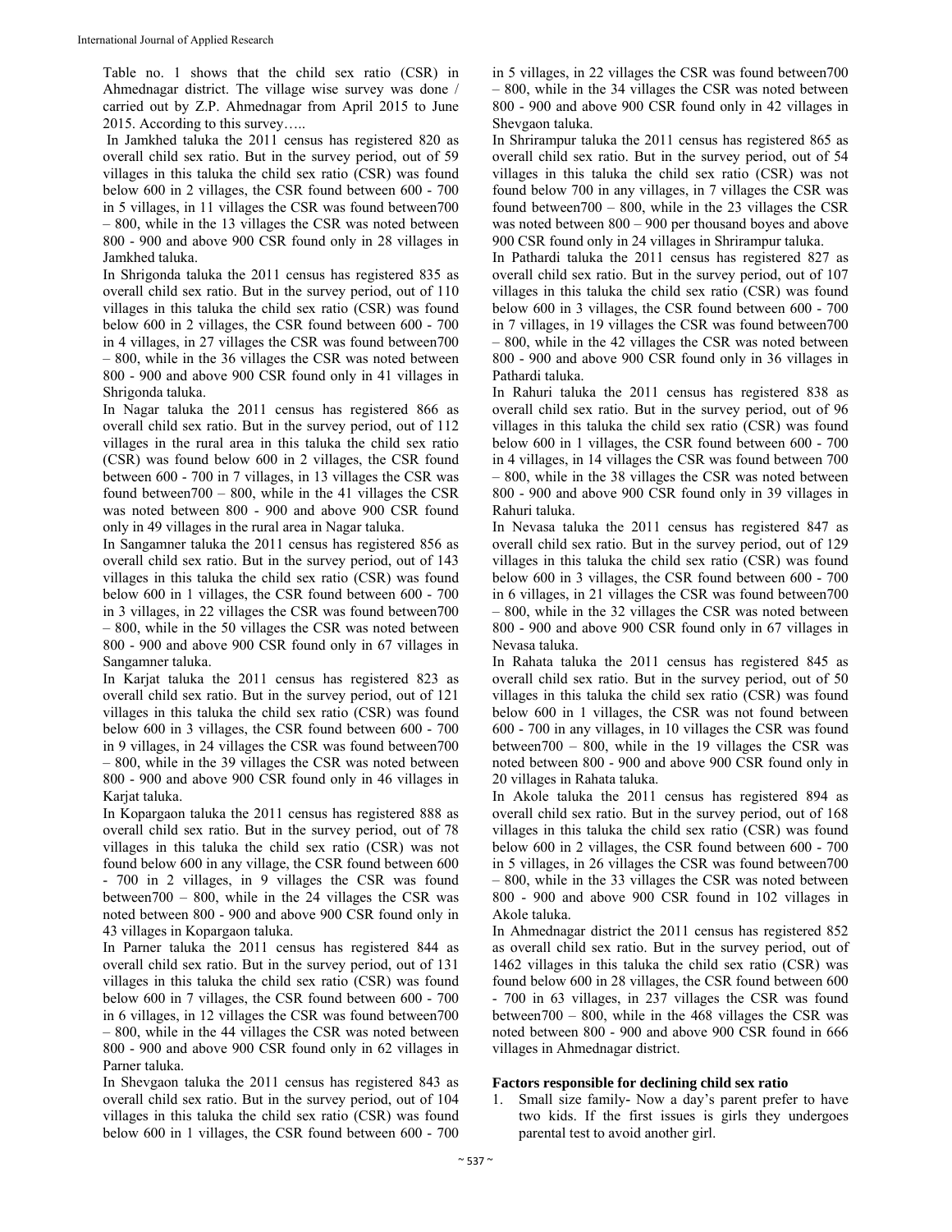Table no. 1 shows that the child sex ratio (CSR) in Ahmednagar district. The village wise survey was done / carried out by Z.P. Ahmednagar from April 2015 to June 2015. According to this survey…..

In Jamkhed taluka the 2011 census has registered 820 as overall child sex ratio. But in the survey period, out of 59 villages in this taluka the child sex ratio (CSR) was found below 600 in 2 villages, the CSR found between 600 - 700 in 5 villages, in 11 villages the CSR was found between700 – 800, while in the 13 villages the CSR was noted between 800 - 900 and above 900 CSR found only in 28 villages in Jamkhed taluka.

In Shrigonda taluka the 2011 census has registered 835 as overall child sex ratio. But in the survey period, out of 110 villages in this taluka the child sex ratio (CSR) was found below 600 in 2 villages, the CSR found between 600 - 700 in 4 villages, in 27 villages the CSR was found between700 – 800, while in the 36 villages the CSR was noted between 800 - 900 and above 900 CSR found only in 41 villages in Shrigonda taluka.

In Nagar taluka the 2011 census has registered 866 as overall child sex ratio. But in the survey period, out of 112 villages in the rural area in this taluka the child sex ratio (CSR) was found below 600 in 2 villages, the CSR found between 600 - 700 in 7 villages, in 13 villages the CSR was found between700 – 800, while in the 41 villages the CSR was noted between 800 - 900 and above 900 CSR found only in 49 villages in the rural area in Nagar taluka.

In Sangamner taluka the 2011 census has registered 856 as overall child sex ratio. But in the survey period, out of 143 villages in this taluka the child sex ratio (CSR) was found below 600 in 1 villages, the CSR found between 600 - 700 in 3 villages, in 22 villages the CSR was found between700 – 800, while in the 50 villages the CSR was noted between 800 - 900 and above 900 CSR found only in 67 villages in Sangamner taluka.

In Karjat taluka the 2011 census has registered 823 as overall child sex ratio. But in the survey period, out of 121 villages in this taluka the child sex ratio (CSR) was found below 600 in 3 villages, the CSR found between 600 - 700 in 9 villages, in 24 villages the CSR was found between700 – 800, while in the 39 villages the CSR was noted between 800 - 900 and above 900 CSR found only in 46 villages in Karjat taluka.

In Kopargaon taluka the 2011 census has registered 888 as overall child sex ratio. But in the survey period, out of 78 villages in this taluka the child sex ratio (CSR) was not found below 600 in any village, the CSR found between 600 - 700 in 2 villages, in 9 villages the CSR was found between700 – 800, while in the 24 villages the CSR was noted between 800 - 900 and above 900 CSR found only in 43 villages in Kopargaon taluka.

In Parner taluka the 2011 census has registered 844 as overall child sex ratio. But in the survey period, out of 131 villages in this taluka the child sex ratio (CSR) was found below 600 in 7 villages, the CSR found between 600 - 700 in 6 villages, in 12 villages the CSR was found between700 – 800, while in the 44 villages the CSR was noted between 800 - 900 and above 900 CSR found only in 62 villages in Parner taluka.

In Shevgaon taluka the 2011 census has registered 843 as overall child sex ratio. But in the survey period, out of 104 villages in this taluka the child sex ratio (CSR) was found below 600 in 1 villages, the CSR found between 600 - 700 in 5 villages, in 22 villages the CSR was found between700 – 800, while in the 34 villages the CSR was noted between 800 - 900 and above 900 CSR found only in 42 villages in Shevgaon taluka.

In Shrirampur taluka the 2011 census has registered 865 as overall child sex ratio. But in the survey period, out of 54 villages in this taluka the child sex ratio (CSR) was not found below 700 in any villages, in 7 villages the CSR was found between700 – 800, while in the 23 villages the CSR was noted between 800 – 900 per thousand boyes and above 900 CSR found only in 24 villages in Shrirampur taluka.

In Pathardi taluka the 2011 census has registered 827 as overall child sex ratio. But in the survey period, out of 107 villages in this taluka the child sex ratio (CSR) was found below 600 in 3 villages, the CSR found between 600 - 700 in 7 villages, in 19 villages the CSR was found between700 – 800, while in the 42 villages the CSR was noted between 800 - 900 and above 900 CSR found only in 36 villages in Pathardi taluka.

In Rahuri taluka the 2011 census has registered 838 as overall child sex ratio. But in the survey period, out of 96 villages in this taluka the child sex ratio (CSR) was found below 600 in 1 villages, the CSR found between 600 - 700 in 4 villages, in 14 villages the CSR was found between 700 – 800, while in the 38 villages the CSR was noted between 800 - 900 and above 900 CSR found only in 39 villages in Rahuri taluka.

In Nevasa taluka the 2011 census has registered 847 as overall child sex ratio. But in the survey period, out of 129 villages in this taluka the child sex ratio (CSR) was found below 600 in 3 villages, the CSR found between 600 - 700 in 6 villages, in 21 villages the CSR was found between700 – 800, while in the 32 villages the CSR was noted between 800 - 900 and above 900 CSR found only in 67 villages in Nevasa taluka.

In Rahata taluka the 2011 census has registered 845 as overall child sex ratio. But in the survey period, out of 50 villages in this taluka the child sex ratio (CSR) was found below 600 in 1 villages, the CSR was not found between 600 - 700 in any villages, in 10 villages the CSR was found between700 – 800, while in the 19 villages the CSR was noted between 800 - 900 and above 900 CSR found only in 20 villages in Rahata taluka.

In Akole taluka the 2011 census has registered 894 as overall child sex ratio. But in the survey period, out of 168 villages in this taluka the child sex ratio (CSR) was found below 600 in 2 villages, the CSR found between 600 - 700 in 5 villages, in 26 villages the CSR was found between700 – 800, while in the 33 villages the CSR was noted between 800 - 900 and above 900 CSR found in 102 villages in Akole taluka.

In Ahmednagar district the 2011 census has registered 852 as overall child sex ratio. But in the survey period, out of 1462 villages in this taluka the child sex ratio (CSR) was found below 600 in 28 villages, the CSR found between 600 - 700 in 63 villages, in 237 villages the CSR was found between700 – 800, while in the 468 villages the CSR was noted between 800 - 900 and above 900 CSR found in 666 villages in Ahmednagar district.

### Factors responsible for declining child sex ratio

1. Small size family**-** Now a day's parent prefer to have two kids. If the first issues is girls they undergoes parental test to avoid another girl.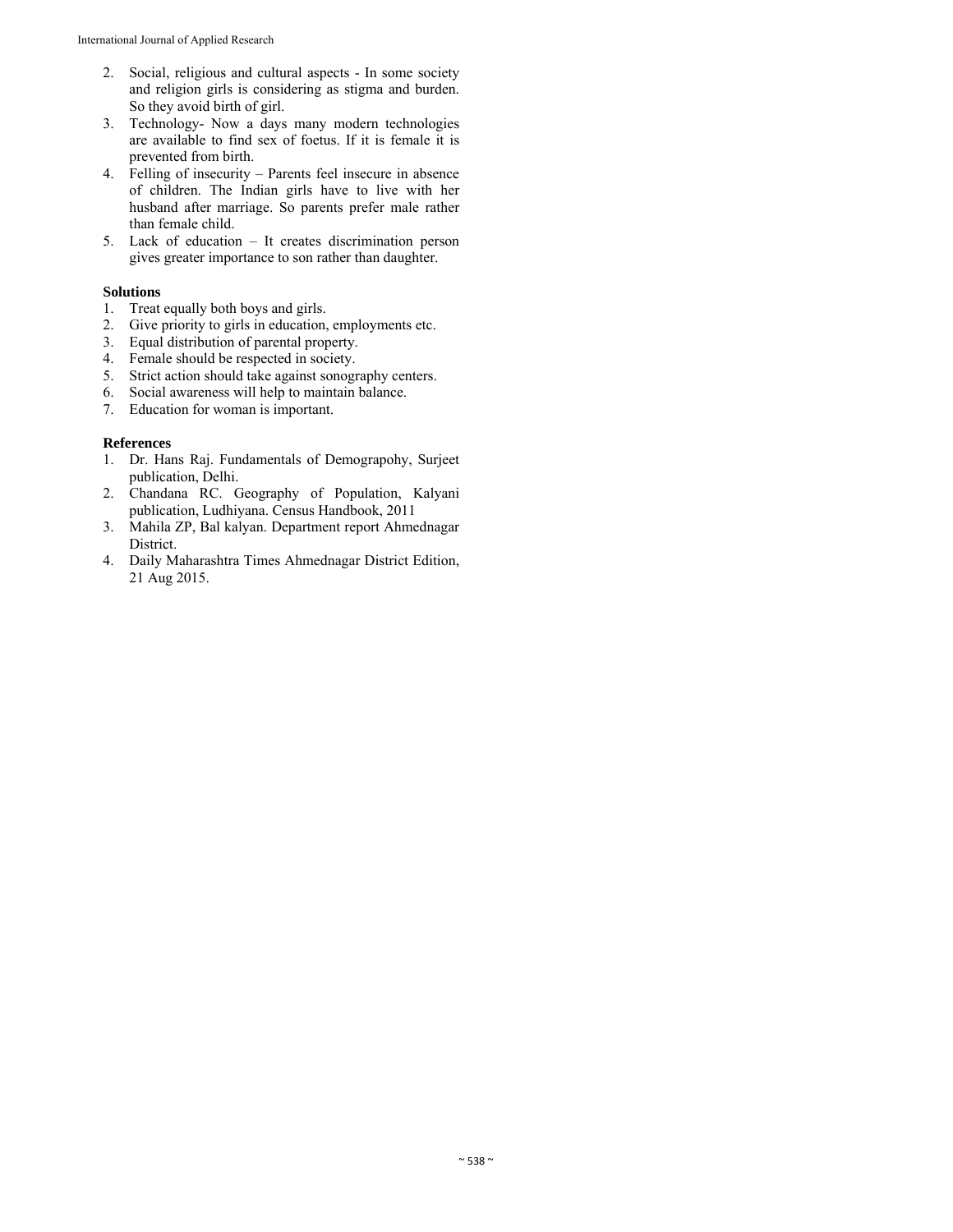2. Social, religious and cultural aspects - In some society and religion girls is considering as stigma and burden. So they avoid birth of girl.
3. Technology- Now a days many modern technologies are available to find sex of foetus. If it is female it is prevented from birth.
4. Felling of insecurity – Parents feel insecure in absence of children. The Indian girls have to live with her husband after marriage. So parents prefer male rather than female child.
5. Lack of education – It creates discrimination person gives greater importance to son rather than daughter.

**Solutions**

1. Treat equally both boys and girls.
2. Give priority to girls in education, employments etc.
3. Equal distribution of parental property.
4. Female should be respected in society.
5. Strict action should take against sonography centers.
6. Social awareness will help to maintain balance.
7. Education for woman is important.

**References**

1. Dr. Hans Raj. Fundamentals of Demograpohy, Surjeet publication, Delhi.
2. Chandana RC. Geography of Population, Kalyani publication, Ludhiyana. Census Handbook, 2011
3. Mahila ZP, Bal kalyan. Department report Ahmednagar District.
4. Daily Maharashtra Times Ahmednagar District Edition, 21 Aug 2015.